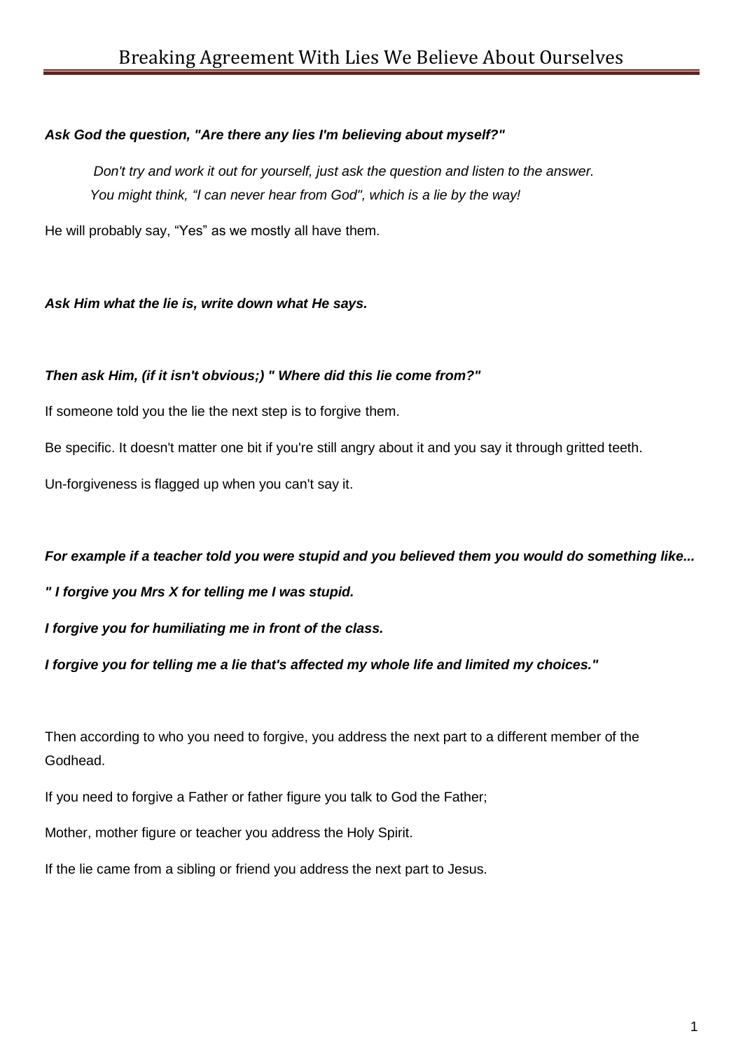# Breaking Agreement With Lies We Believe About Ourselves

***Ask God the question, "Are there any lies I'm believing about myself?"***

> *Don't try and work it out for yourself, just ask the question and listen to the answer.*
> *You might think, "I can never hear from God", which is a lie by the way!*

He will probably say, "Yes" as we mostly all have them.

***Ask Him what the lie is, write down what He says.***

***Then ask Him, (if it isn't obvious;) " Where did this lie come from?"***

If someone told you the lie the next step is to forgive them.

Be specific. It doesn't matter one bit if you're still angry about it and you say it through gritted teeth.

Un-forgiveness is flagged up when you can't say it.

***For example if a teacher told you were stupid and you believed them you would do something like...***

***" I forgive you Mrs X for telling me I was stupid.***

***I forgive you for humiliating me in front of the class.***

***I forgive you for telling me a lie that's affected my whole life and limited my choices."***

Then according to who you need to forgive, you address the next part to a different member of the Godhead.

If you need to forgive a Father or father figure you talk to God the Father;

Mother, mother figure or teacher you address the Holy Spirit.

If the lie came from a sibling or friend you address the next part to Jesus.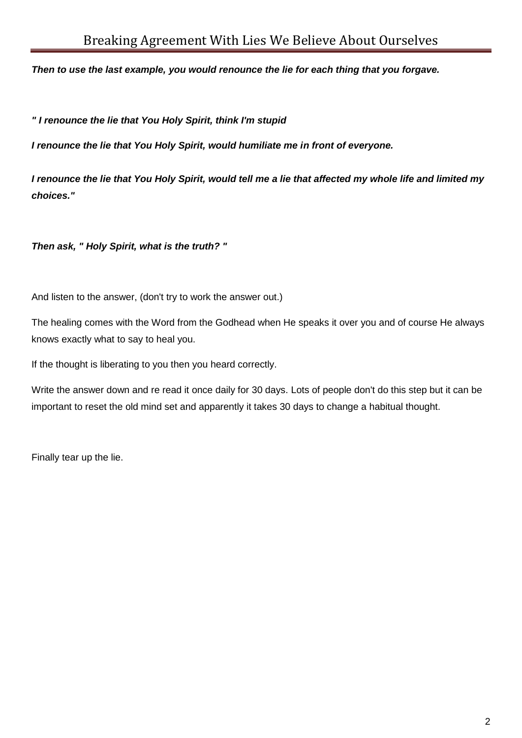***Then to use the last example, you would renounce the lie for each thing that you forgave.***

***" I renounce the lie that You Holy Spirit, think I'm stupid***

***I renounce the lie that You Holy Spirit, would humiliate me in front of everyone.***

***I renounce the lie that You Holy Spirit, would tell me a lie that affected my whole life and limited my choices."***

***Then ask, " Holy Spirit, what is the truth? "***

And listen to the answer, (don't try to work the answer out.)

The healing comes with the Word from the Godhead when He speaks it over you and of course He always knows exactly what to say to heal you.

If the thought is liberating to you then you heard correctly.

Write the answer down and re read it once daily for 30 days. Lots of people don't do this step but it can be important to reset the old mind set and apparently it takes 30 days to change a habitual thought.

Finally tear up the lie.